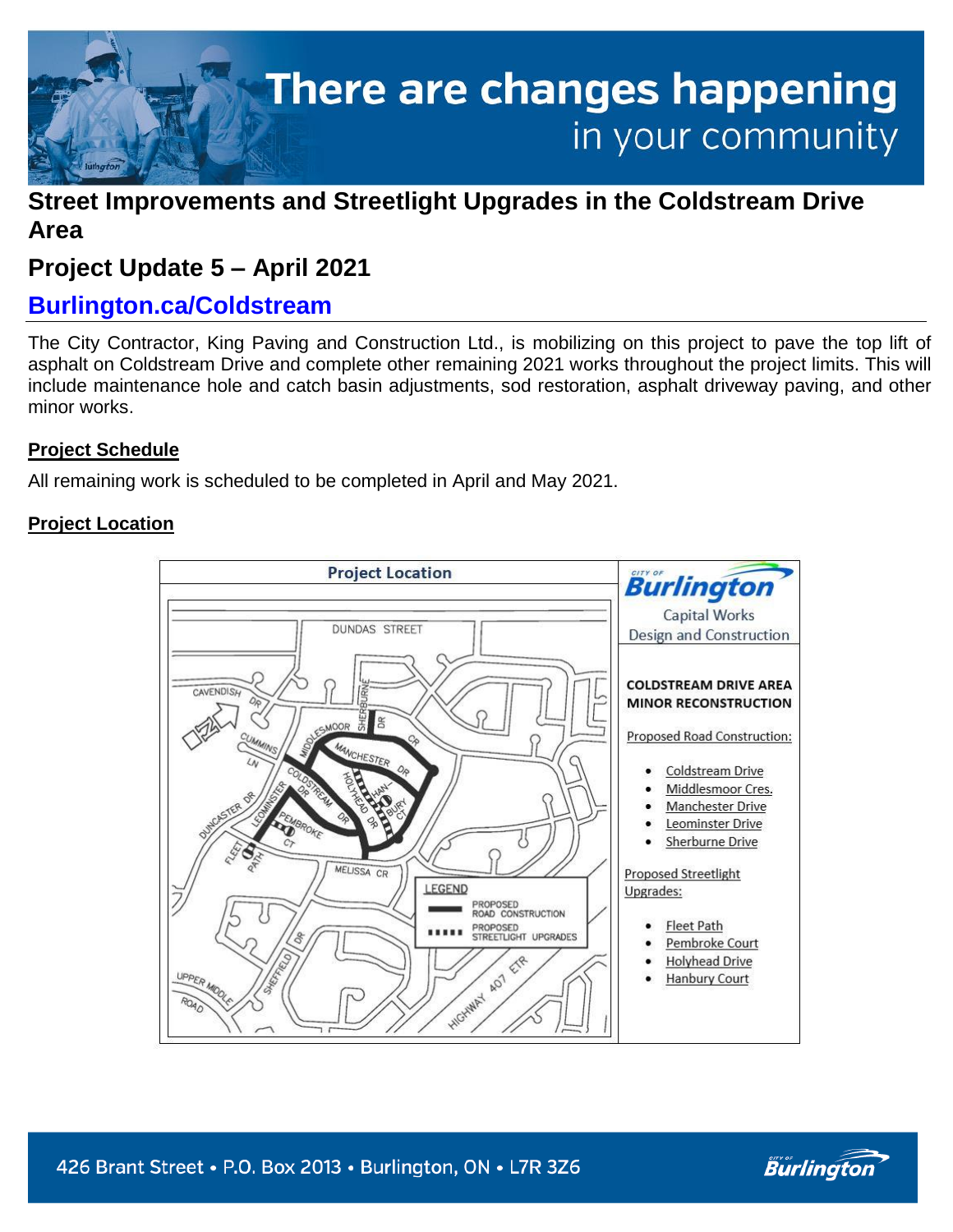# There are changes happening in your community

## Street Improvements and Streetlight Upgrades in the Coldstream Drive Area

## Project Update 5 – April 2021

### Burlington.ca/Coldstream

The City Contractor, King Paving and Construction Ltd., is mobilizing on this project to pave the top lift of asphalt on Coldstream Drive and complete other remaining 2021 works throughout the project limits. This will include maintenance hole and catch basin adjustments, sod restoration, asphalt driveway paving, and other minor works.

**Project Schedule**

All remaining work is scheduled to be completed in April and May 2021.

**Project Location**

Project Location

City of Burlington
Capital Works
Design and Construction

COLDSTREAM DRIVE AREA MINOR RECONSTRUCTION

Proposed Road Construction:

- Coldstream Drive
- Middlesmoor Cres.
- Manchester Drive
- Leominster Drive
- Sherburne Drive

Proposed Streetlight Upgrades:

- Fleet Path
- Pembroke Court
- Holyhead Drive
- Hanbury Court

LEGEND
- PROPOSED ROAD CONSTRUCTION
- PROPOSED STREETLIGHT UPGRADES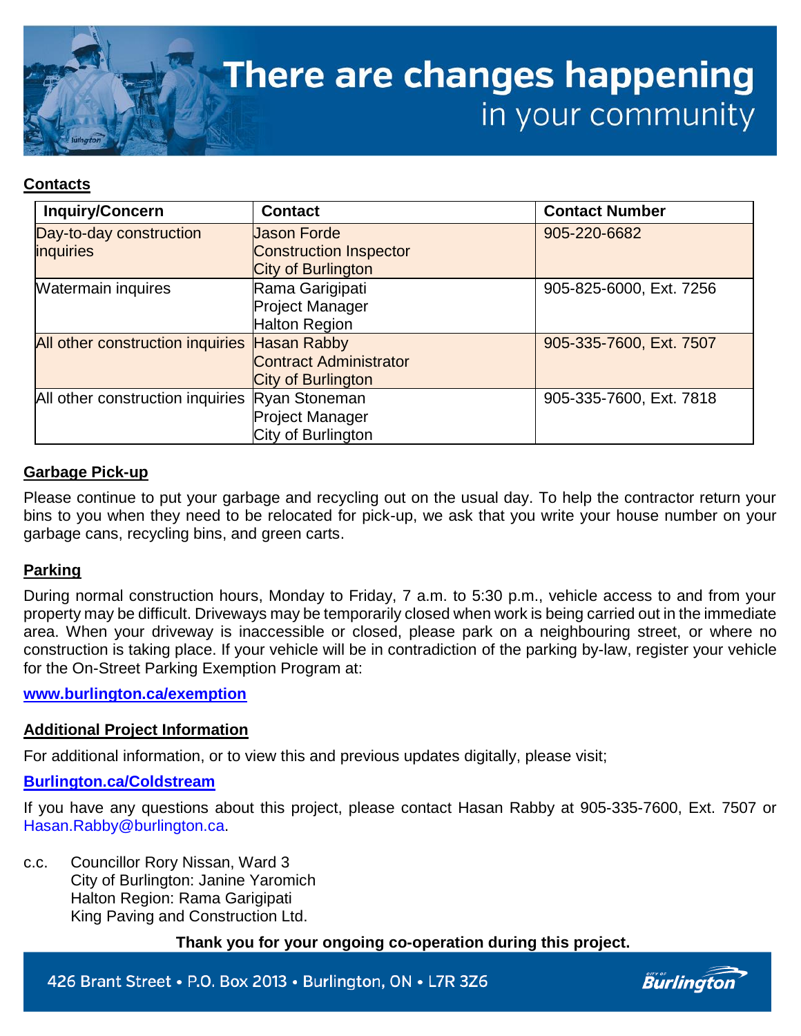# There are changes happening in your community

## Contacts

| Inquiry/Concern | Contact | Contact Number |
|---|---|---|
| Day-to-day construction inquiries | Jason Forde<br>Construction Inspector<br>City of Burlington | 905-220-6682 |
| Watermain inquires | Rama Garigipati<br>Project Manager<br>Halton Region | 905-825-6000, Ext. 7256 |
| All other construction inquiries | Hasan Rabby<br>Contract Administrator<br>City of Burlington | 905-335-7600, Ext. 7507 |
| All other construction inquiries | Ryan Stoneman<br>Project Manager<br>City of Burlington | 905-335-7600, Ext. 7818 |

## Garbage Pick-up

Please continue to put your garbage and recycling out on the usual day. To help the contractor return your bins to you when they need to be relocated for pick-up, we ask that you write your house number on your garbage cans, recycling bins, and green carts.

## Parking

During normal construction hours, Monday to Friday, 7 a.m. to 5:30 p.m., vehicle access to and from your property may be difficult. Driveways may be temporarily closed when work is being carried out in the immediate area. When your driveway is inaccessible or closed, please park on a neighbouring street, or where no construction is taking place. If your vehicle will be in contradiction of the parking by-law, register your vehicle for the On-Street Parking Exemption Program at:

**www.burlington.ca/exemption**

## Additional Project Information

For additional information, or to view this and previous updates digitally, please visit;

**Burlington.ca/Coldstream**

If you have any questions about this project, please contact Hasan Rabby at 905-335-7600, Ext. 7507 or Hasan.Rabby@burlington.ca.

c.c. Councillor Rory Nissan, Ward 3
City of Burlington: Janine Yaromich
Halton Region: Rama Garigipati
King Paving and Construction Ltd.

**Thank you for your ongoing co-operation during this project.**

426 Brant Street • P.O. Box 2013 • Burlington, ON • L7R 3Z6